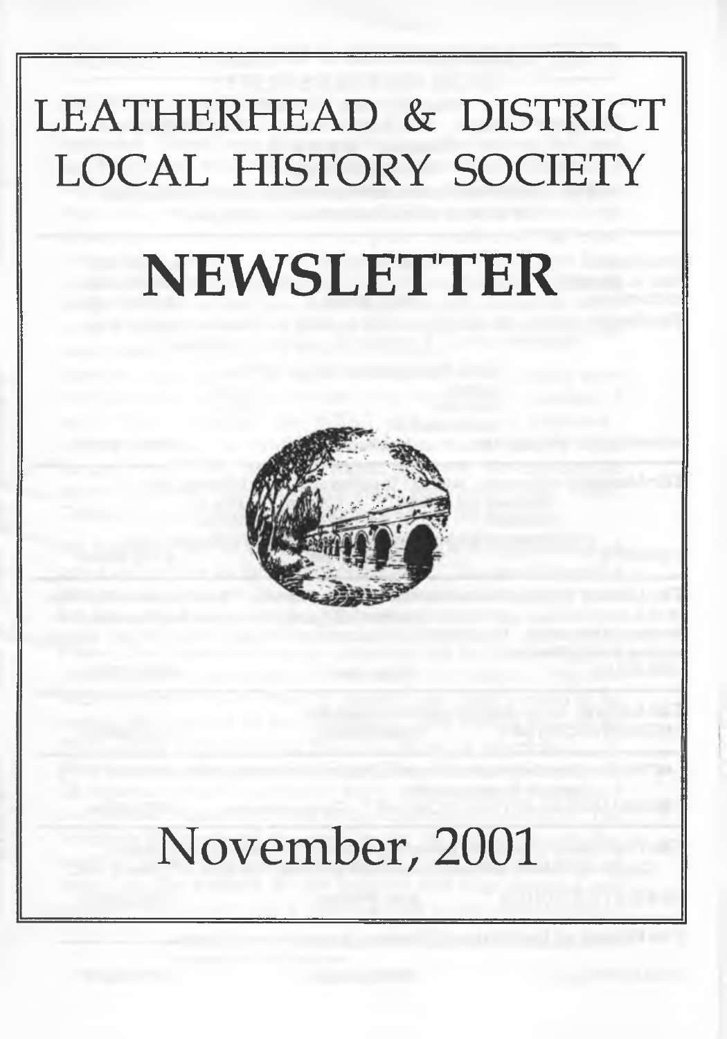# LEATHERHEAD & DISTRICT LOCAL HISTORY SOCIETY

# NEWSLETTER

November, 2001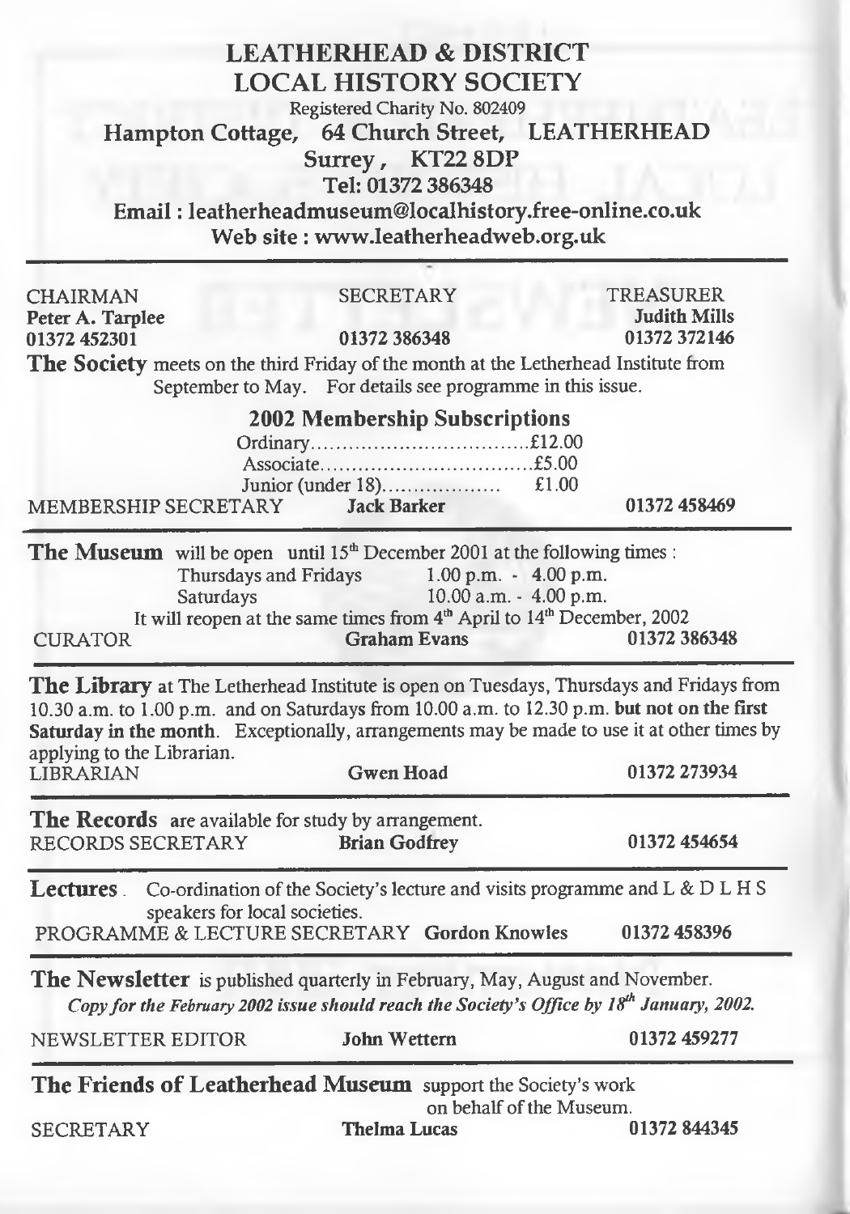# LEATHERHEAD & DISTRICT LOCAL HISTORY SOCIETY

Registered Charity No. 802409

**Hampton Cottage, 64 Church Street, LEATHERHEAD**
**Surrey, KT22 8DP**
**Tel: 01372 386348**
**Email : leatherheadmuseum@localhistory.free-online.co.uk**
**Web site : www.leatherheadweb.org.uk**

---

| CHAIRMAN | SECRETARY | TREASURER |
|---|---|---|
| **Peter A. Tarplee** | | **Judith Mills** |
| **01372 452301** | **01372 386348** | **01372 372146** |

**The Society** meets on the third Friday of the month at the Letherhead Institute from September to May. For details see programme in this issue.

## 2002 Membership Subscriptions

Ordinary.................................£12.00
Associate................................£5.00
Junior (under 18)..................£1.00

MEMBERSHIP SECRETARY **Jack Barker** **01372 458469**

---

**The Museum** will be open until 15[th] December 2001 at the following times :

Thursdays and Fridays 1.00 p.m. - 4.00 p.m.
Saturdays 10.00 a.m. - 4.00 p.m.

It will reopen at the same times from 4[th] April to 14[th] December, 2002

CURATOR **Graham Evans** **01372 386348**

---

**The Library** at The Letherhead Institute is open on Tuesdays, Thursdays and Fridays from 10.30 a.m. to 1.00 p.m. and on Saturdays from 10.00 a.m. to 12.30 p.m. **but not on the first Saturday in the month**. Exceptionally, arrangements may be made to use it at other times by applying to the Librarian.

LIBRARIAN **Gwen Hoad** **01372 273934**

---

**The Records** are available for study by arrangement.

RECORDS SECRETARY **Brian Godfrey** **01372 454654**

---

**Lectures**. Co-ordination of the Society's lecture and visits programme and L & D L H S speakers for local societies.

PROGRAMME & LECTURE SECRETARY **Gordon Knowles** **01372 458396**

---

**The Newsletter** is published quarterly in February, May, August and November.

*Copy for the February 2002 issue should reach the Society's Office by 18[th] January, 2002.*

NEWSLETTER EDITOR **John Wettern** **01372 459277**

---

**The Friends of Leatherhead Museum** support the Society's work on behalf of the Museum.

SECRETARY **Thelma Lucas** **01372 844345**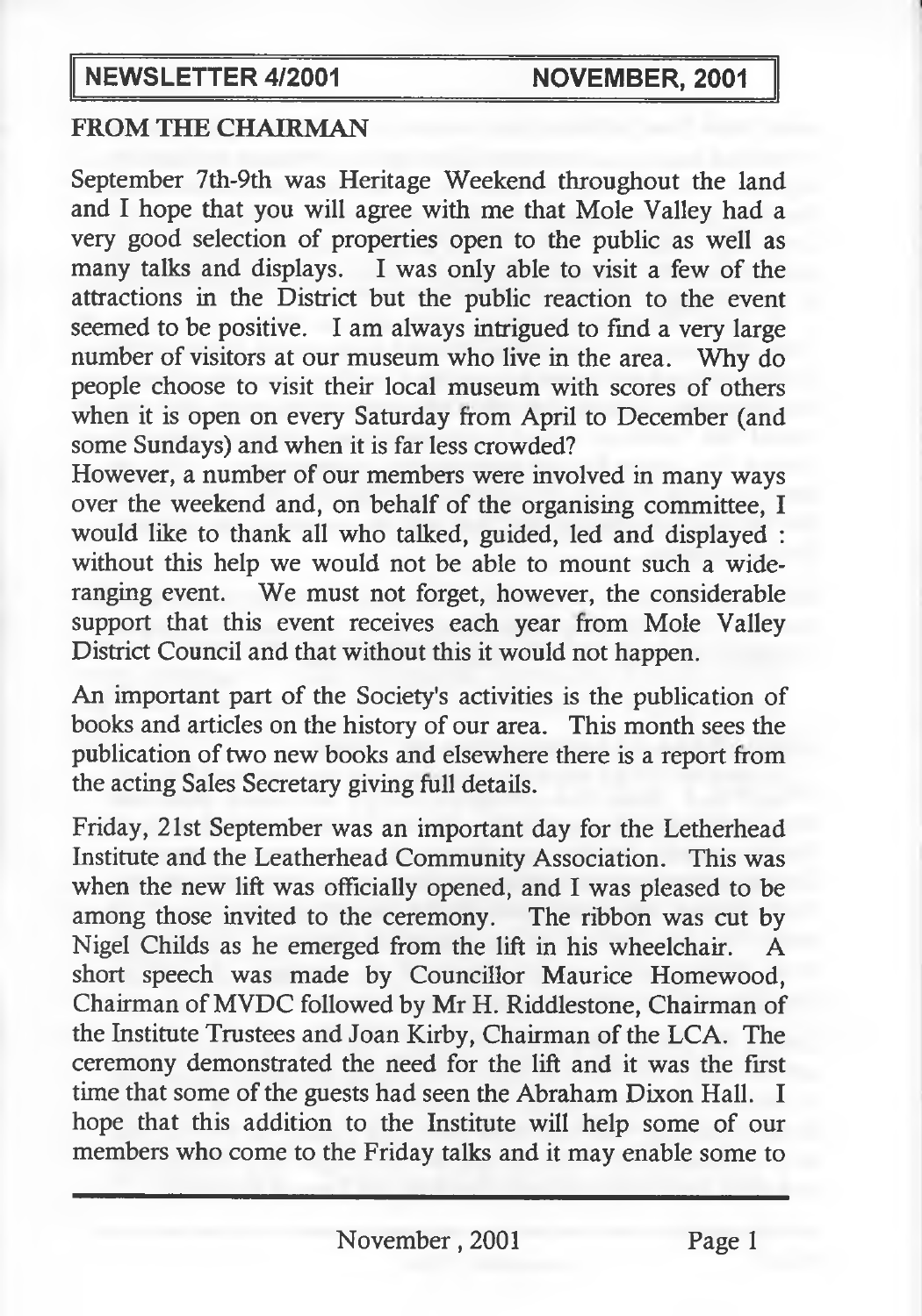**NEWSLETTER 4/2001 NOVEMBER, 2001**

## FROM THE CHAIRMAN

September 7th-9th was Heritage Weekend throughout the land and I hope that you will agree with me that Mole Valley had a very good selection of properties open to the public as well as many talks and displays. I was only able to visit a few of the attractions in the District but the public reaction to the event seemed to be positive. I am always intrigued to find a very large number of visitors at our museum who live in the area. Why do people choose to visit their local museum with scores of others when it is open on every Saturday from April to December (and some Sundays) and when it is far less crowded?

However, a number of our members were involved in many ways over the weekend and, on behalf of the organising committee, I would like to thank all who talked, guided, led and displayed : without this help we would not be able to mount such a wide-ranging event. We must not forget, however, the considerable support that this event receives each year from Mole Valley District Council and that without this it would not happen.

An important part of the Society's activities is the publication of books and articles on the history of our area. This month sees the publication of two new books and elsewhere there is a report from the acting Sales Secretary giving full details.

Friday, 21st September was an important day for the Letherhead Institute and the Leatherhead Community Association. This was when the new lift was officially opened, and I was pleased to be among those invited to the ceremony. The ribbon was cut by Nigel Childs as he emerged from the lift in his wheelchair. A short speech was made by Councillor Maurice Homewood, Chairman of MVDC followed by Mr H. Riddlestone, Chairman of the Institute Trustees and Joan Kirby, Chairman of the LCA. The ceremony demonstrated the need for the lift and it was the first time that some of the guests had seen the Abraham Dixon Hall. I hope that this addition to the Institute will help some of our members who come to the Friday talks and it may enable some to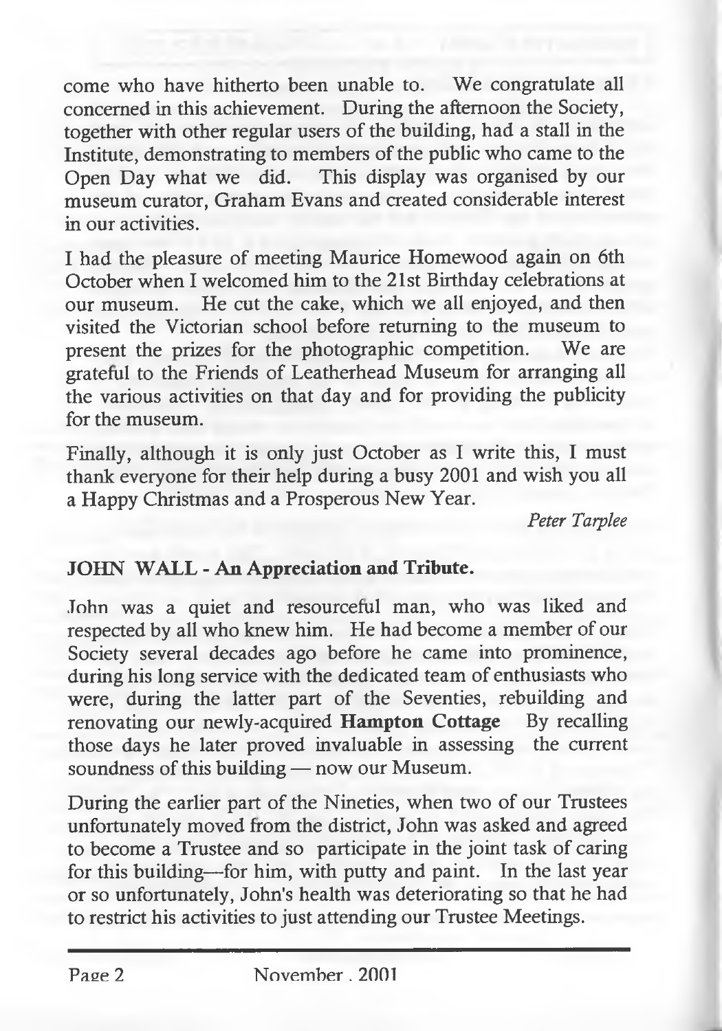come who have hitherto been unable to. We congratulate all concerned in this achievement. During the afternoon the Society, together with other regular users of the building, had a stall in the Institute, demonstrating to members of the public who came to the Open Day what we did. This display was organised by our museum curator, Graham Evans and created considerable interest in our activities.

I had the pleasure of meeting Maurice Homewood again on 6th October when I welcomed him to the 21st Birthday celebrations at our museum. He cut the cake, which we all enjoyed, and then visited the Victorian school before returning to the museum to present the prizes for the photographic competition. We are grateful to the Friends of Leatherhead Museum for arranging all the various activities on that day and for providing the publicity for the museum.

Finally, although it is only just October as I write this, I must thank everyone for their help during a busy 2001 and wish you all a Happy Christmas and a Prosperous New Year.

*Peter Tarplee*

## JOHN WALL - An Appreciation and Tribute.

John was a quiet and resourceful man, who was liked and respected by all who knew him. He had become a member of our Society several decades ago before he came into prominence, during his long service with the dedicated team of enthusiasts who were, during the latter part of the Seventies, rebuilding and renovating our newly-acquired **Hampton Cottage** By recalling those days he later proved invaluable in assessing the current soundness of this building — now our Museum.

During the earlier part of the Nineties, when two of our Trustees unfortunately moved from the district, John was asked and agreed to become a Trustee and so participate in the joint task of caring for this building—for him, with putty and paint. In the last year or so unfortunately, John's health was deteriorating so that he had to restrict his activities to just attending our Trustee Meetings.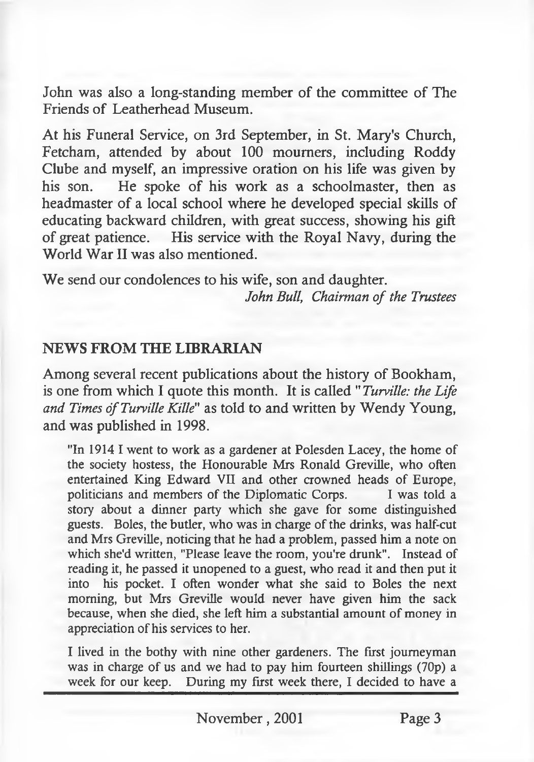John was also a long-standing member of the committee of The Friends of Leatherhead Museum.

At his Funeral Service, on 3rd September, in St. Mary's Church, Fetcham, attended by about 100 mourners, including Roddy Clube and myself, an impressive oration on his life was given by his son. He spoke of his work as a schoolmaster, then as headmaster of a local school where he developed special skills of educating backward children, with great success, showing his gift of great patience. His service with the Royal Navy, during the World War II was also mentioned.

We send our condolences to his wife, son and daughter.

*John Bull, Chairman of the Trustees*

## NEWS FROM THE LIBRARIAN

Among several recent publications about the history of Bookham, is one from which I quote this month. It is called "*Turville: the Life and Times of Turville Kille*" as told to and written by Wendy Young, and was published in 1998.

> "In 1914 I went to work as a gardener at Polesden Lacey, the home of the society hostess, the Honourable Mrs Ronald Greville, who often entertained King Edward VII and other crowned heads of Europe, politicians and members of the Diplomatic Corps. I was told a story about a dinner party which she gave for some distinguished guests. Boles, the butler, who was in charge of the drinks, was half-cut and Mrs Greville, noticing that he had a problem, passed him a note on which she'd written, "Please leave the room, you're drunk". Instead of reading it, he passed it unopened to a guest, who read it and then put it into his pocket. I often wonder what she said to Boles the next morning, but Mrs Greville would never have given him the sack because, when she died, she left him a substantial amount of money in appreciation of his services to her.
>
> I lived in the bothy with nine other gardeners. The first journeyman was in charge of us and we had to pay him fourteen shillings (70p) a week for our keep. During my first week there, I decided to have a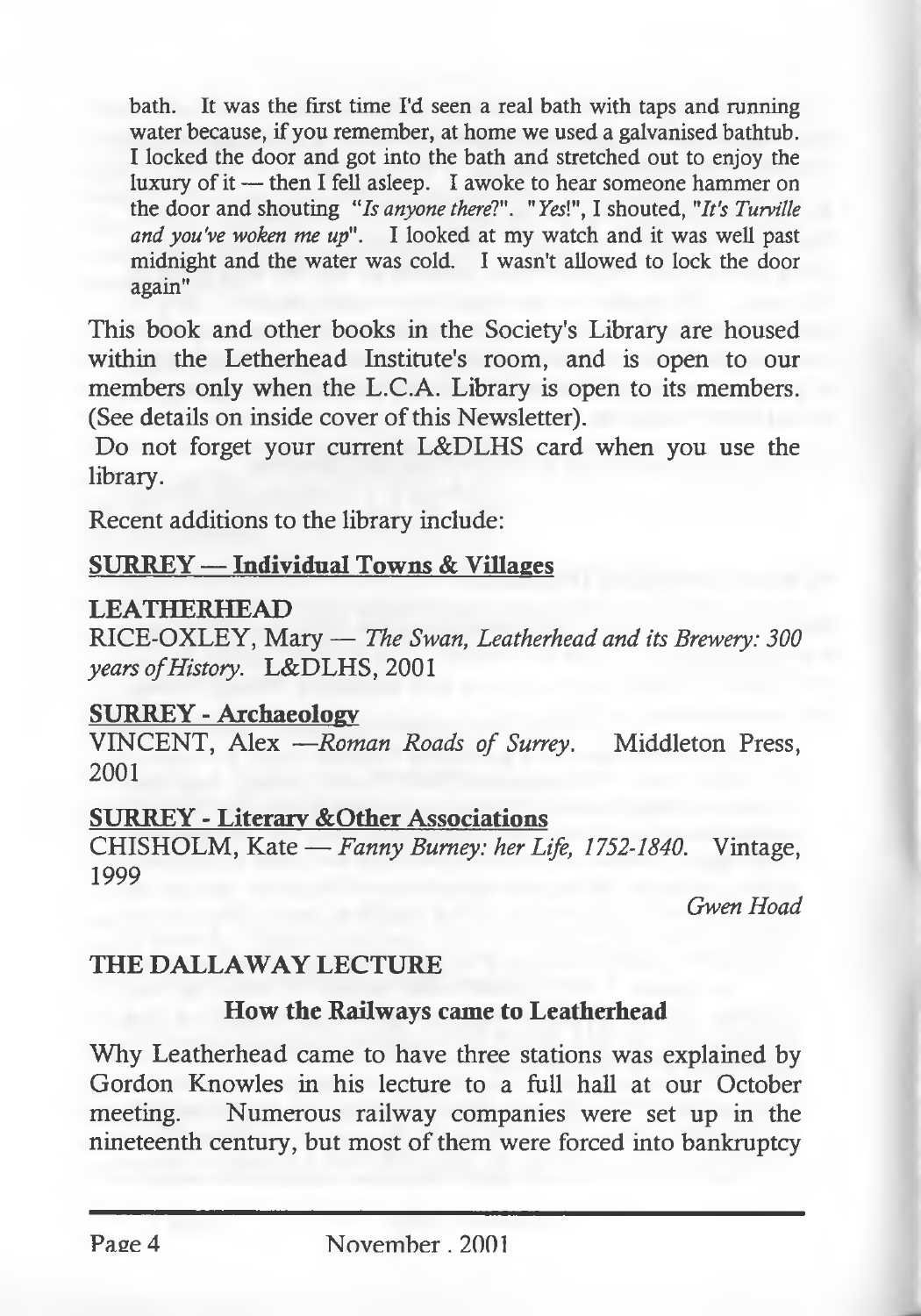bath. It was the first time I'd seen a real bath with taps and running water because, if you remember, at home we used a galvanised bathtub. I locked the door and got into the bath and stretched out to enjoy the luxury of it — then I fell asleep. I awoke to hear someone hammer on the door and shouting "*Is anyone there?*". "*Yes!*", I shouted, "*It's Turville and you've woken me up*". I looked at my watch and it was well past midnight and the water was cold. I wasn't allowed to lock the door again"

This book and other books in the Society's Library are housed within the Letherhead Institute's room, and is open to our members only when the L.C.A. Library is open to its members. (See details on inside cover of this Newsletter).

Do not forget your current L&DLHS card when you use the library.

Recent additions to the library include:

**<u>SURREY — Individual Towns & Villages</u>**

**LEATHERHEAD**

RICE-OXLEY, Mary — *The Swan, Leatherhead and its Brewery: 300 years of History.* L&DLHS, 2001

**<u>SURREY - Archaeology</u>**

VINCENT, Alex —*Roman Roads of Surrey.* Middleton Press, 2001

**<u>SURREY - Literary &Other Associations</u>**

CHISHOLM, Kate — *Fanny Burney: her Life, 1752-1840.* Vintage, 1999

*Gwen Hoad*

## THE DALLAWAY LECTURE

### How the Railways came to Leatherhead

Why Leatherhead came to have three stations was explained by Gordon Knowles in his lecture to a full hall at our October meeting. Numerous railway companies were set up in the nineteenth century, but most of them were forced into bankruptcy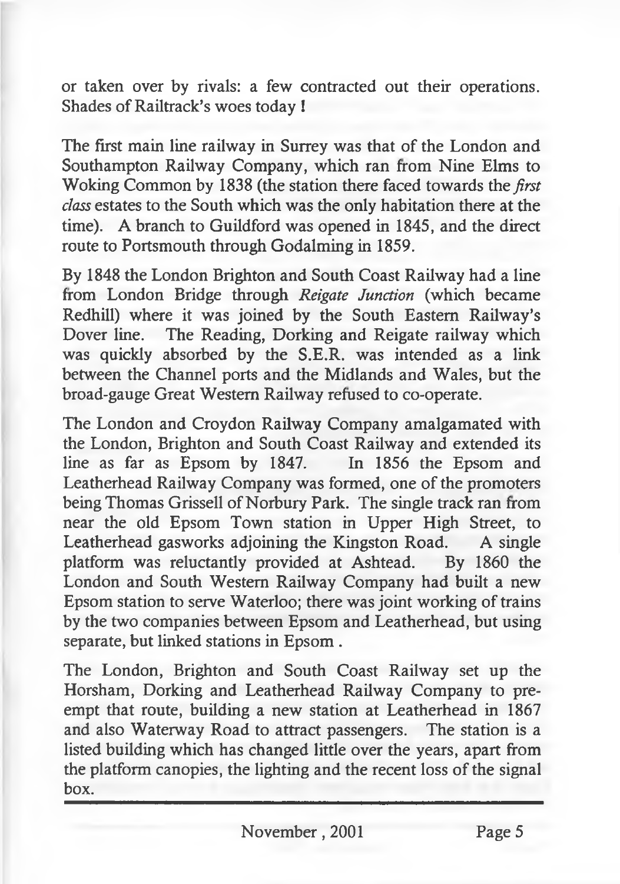or taken over by rivals: a few contracted out their operations. Shades of Railtrack's woes today !

The first main line railway in Surrey was that of the London and Southampton Railway Company, which ran from Nine Elms to Woking Common by 1838 (the station there faced towards the *first class* estates to the South which was the only habitation there at the time). A branch to Guildford was opened in 1845, and the direct route to Portsmouth through Godalming in 1859.

By 1848 the London Brighton and South Coast Railway had a line from London Bridge through *Reigate Junction* (which became Redhill) where it was joined by the South Eastern Railway's Dover line. The Reading, Dorking and Reigate railway which was quickly absorbed by the S.E.R. was intended as a link between the Channel ports and the Midlands and Wales, but the broad-gauge Great Western Railway refused to co-operate.

The London and Croydon Railway Company amalgamated with the London, Brighton and South Coast Railway and extended its line as far as Epsom by 1847. In 1856 the Epsom and Leatherhead Railway Company was formed, one of the promoters being Thomas Grissell of Norbury Park. The single track ran from near the old Epsom Town station in Upper High Street, to Leatherhead gasworks adjoining the Kingston Road. A single platform was reluctantly provided at Ashtead. By 1860 the London and South Western Railway Company had built a new Epsom station to serve Waterloo; there was joint working of trains by the two companies between Epsom and Leatherhead, but using separate, but linked stations in Epsom .

The London, Brighton and South Coast Railway set up the Horsham, Dorking and Leatherhead Railway Company to pre-empt that route, building a new station at Leatherhead in 1867 and also Waterway Road to attract passengers. The station is a listed building which has changed little over the years, apart from the platform canopies, the lighting and the recent loss of the signal box.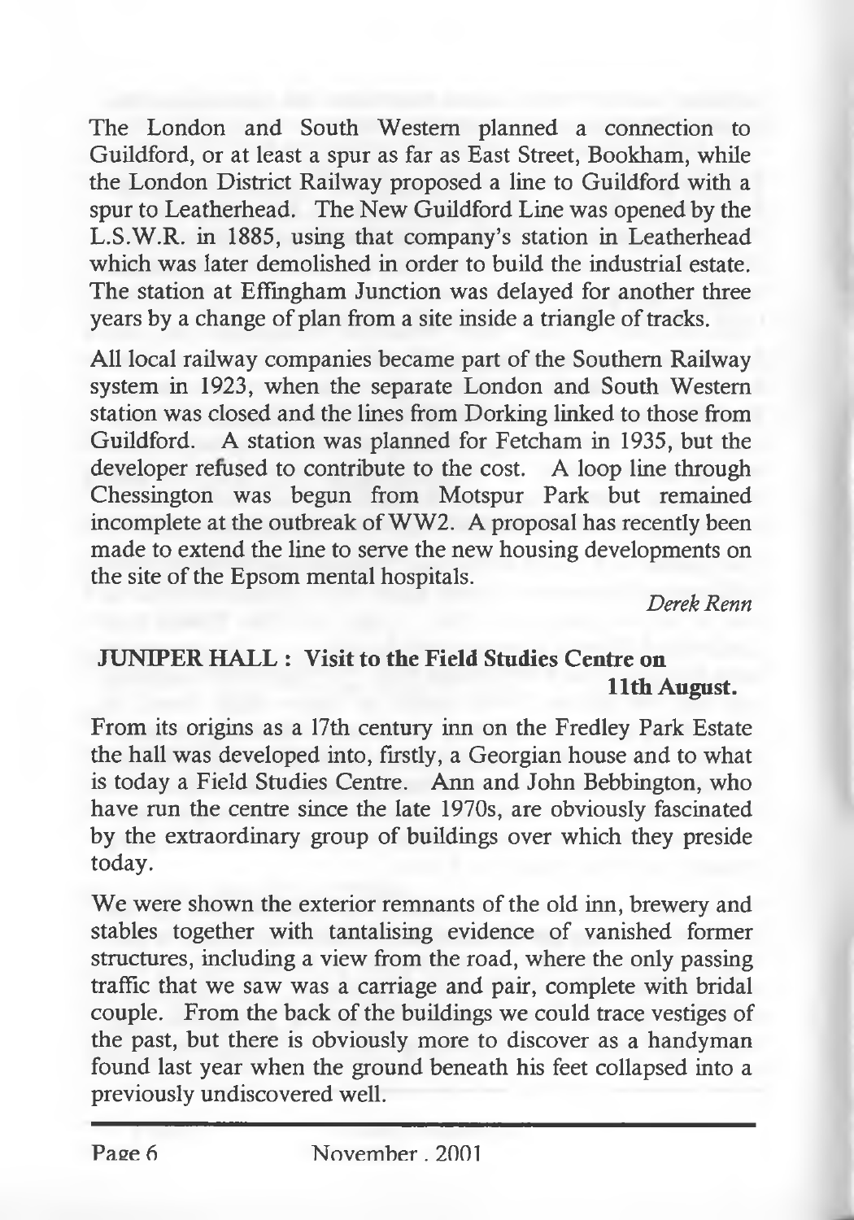The London and South Western planned a connection to Guildford, or at least a spur as far as East Street, Bookham, while the London District Railway proposed a line to Guildford with a spur to Leatherhead. The New Guildford Line was opened by the L.S.W.R. in 1885, using that company's station in Leatherhead which was later demolished in order to build the industrial estate. The station at Effingham Junction was delayed for another three years by a change of plan from a site inside a triangle of tracks.

All local railway companies became part of the Southern Railway system in 1923, when the separate London and South Western station was closed and the lines from Dorking linked to those from Guildford. A station was planned for Fetcham in 1935, but the developer refused to contribute to the cost. A loop line through Chessington was begun from Motspur Park but remained incomplete at the outbreak of WW2. A proposal has recently been made to extend the line to serve the new housing developments on the site of the Epsom mental hospitals.

*Derek Renn*

## JUNIPER HALL : Visit to the Field Studies Centre on 11th August.

From its origins as a 17th century inn on the Fredley Park Estate the hall was developed into, firstly, a Georgian house and to what is today a Field Studies Centre. Ann and John Bebbington, who have run the centre since the late 1970s, are obviously fascinated by the extraordinary group of buildings over which they preside today.

We were shown the exterior remnants of the old inn, brewery and stables together with tantalising evidence of vanished former structures, including a view from the road, where the only passing traffic that we saw was a carriage and pair, complete with bridal couple. From the back of the buildings we could trace vestiges of the past, but there is obviously more to discover as a handyman found last year when the ground beneath his feet collapsed into a previously undiscovered well.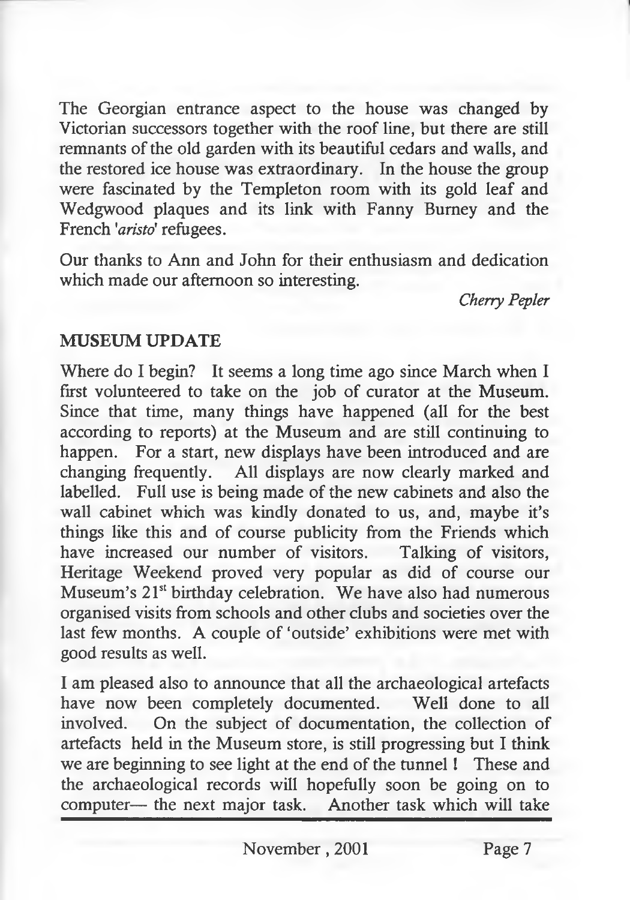The Georgian entrance aspect to the house was changed by Victorian successors together with the roof line, but there are still remnants of the old garden with its beautiful cedars and walls, and the restored ice house was extraordinary. In the house the group were fascinated by the Templeton room with its gold leaf and Wedgwood plaques and its link with Fanny Burney and the French '*aristo*' refugees.

Our thanks to Ann and John for their enthusiasm and dedication which made our afternoon so interesting.

*Cherry Pepler*

## MUSEUM UPDATE

Where do I begin? It seems a long time ago since March when I first volunteered to take on the job of curator at the Museum. Since that time, many things have happened (all for the best according to reports) at the Museum and are still continuing to happen. For a start, new displays have been introduced and are changing frequently. All displays are now clearly marked and labelled. Full use is being made of the new cabinets and also the wall cabinet which was kindly donated to us, and, maybe it's things like this and of course publicity from the Friends which have increased our number of visitors. Talking of visitors, Heritage Weekend proved very popular as did of course our Museum's 21st birthday celebration. We have also had numerous organised visits from schools and other clubs and societies over the last few months. A couple of 'outside' exhibitions were met with good results as well.

I am pleased also to announce that all the archaeological artefacts have now been completely documented. Well done to all involved. On the subject of documentation, the collection of artefacts held in the Museum store, is still progressing but I think we are beginning to see light at the end of the tunnel ! These and the archaeological records will hopefully soon be going on to computer— the next major task. Another task which will take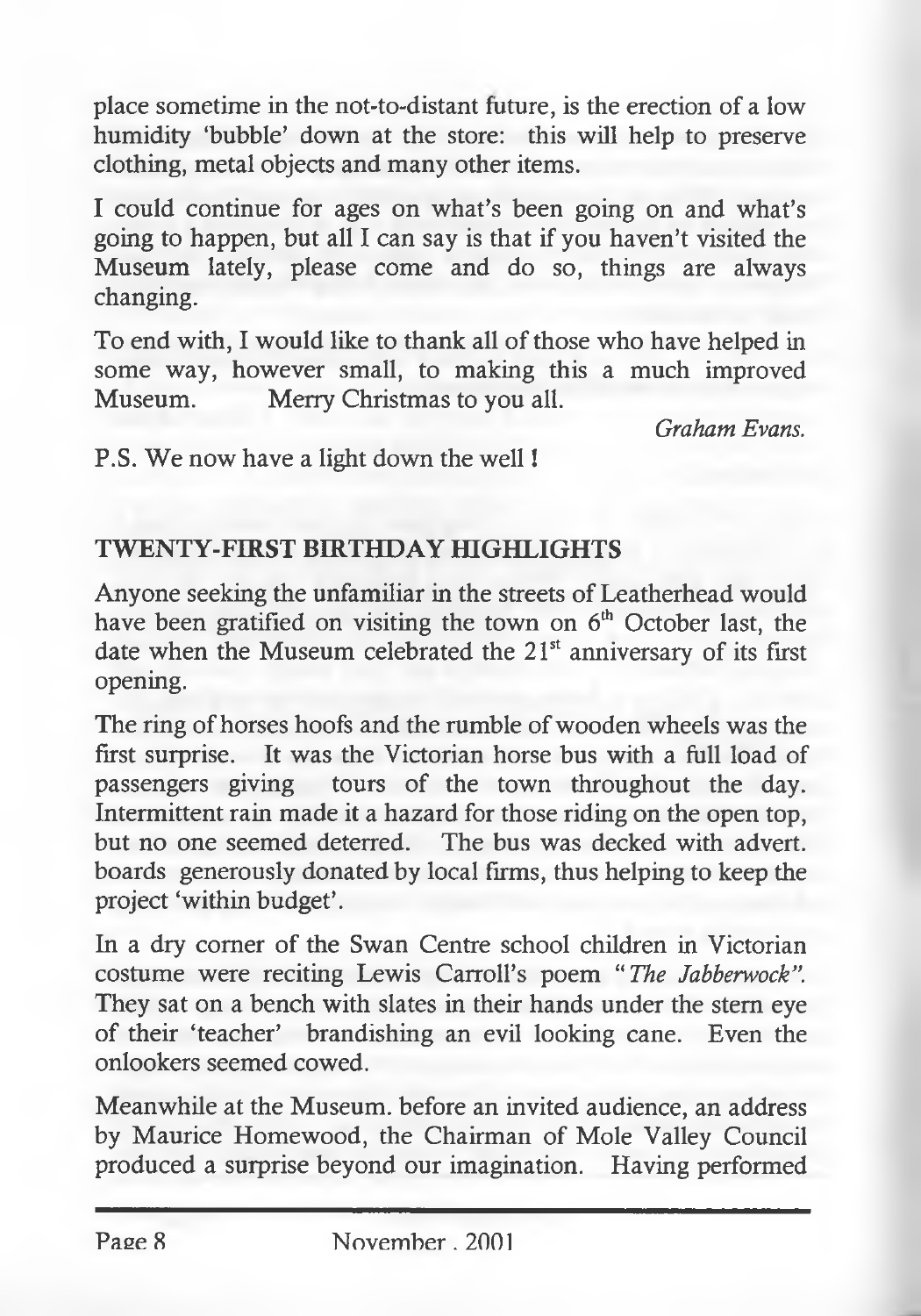place sometime in the not-to-distant future, is the erection of a low humidity 'bubble' down at the store: this will help to preserve clothing, metal objects and many other items.

I could continue for ages on what's been going on and what's going to happen, but all I can say is that if you haven't visited the Museum lately, please come and do so, things are always changing.

To end with, I would like to thank all of those who have helped in some way, however small, to making this a much improved Museum. Merry Christmas to you all.

*Graham Evans.*

P.S. We now have a light down the well !

## TWENTY-FIRST BIRTHDAY HIGHLIGHTS

Anyone seeking the unfamiliar in the streets of Leatherhead would have been gratified on visiting the town on 6th October last, the date when the Museum celebrated the 21st anniversary of its first opening.

The ring of horses hoofs and the rumble of wooden wheels was the first surprise. It was the Victorian horse bus with a full load of passengers giving tours of the town throughout the day. Intermittent rain made it a hazard for those riding on the open top, but no one seemed deterred. The bus was decked with advert. boards generously donated by local firms, thus helping to keep the project 'within budget'.

In a dry corner of the Swan Centre school children in Victorian costume were reciting Lewis Carroll's poem "*The Jabberwock*". They sat on a bench with slates in their hands under the stern eye of their 'teacher' brandishing an evil looking cane. Even the onlookers seemed cowed.

Meanwhile at the Museum. before an invited audience, an address by Maurice Homewood, the Chairman of Mole Valley Council produced a surprise beyond our imagination. Having performed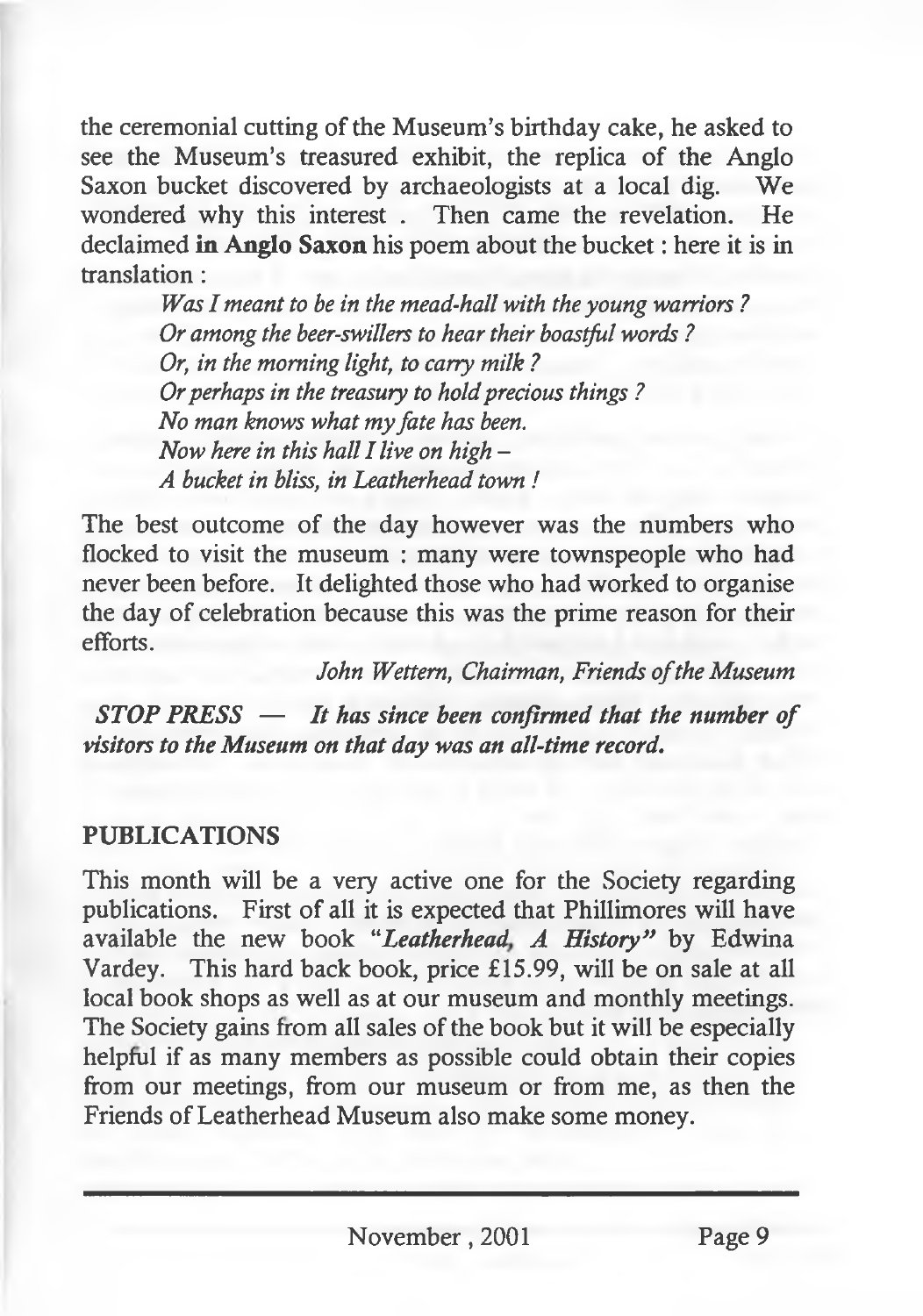the ceremonial cutting of the Museum's birthday cake, he asked to see the Museum's treasured exhibit, the replica of the Anglo Saxon bucket discovered by archaeologists at a local dig. We wondered why this interest . Then came the revelation. He declaimed **in Anglo Saxon** his poem about the bucket : here it is in translation :

> *Was I meant to be in the mead-hall with the young warriors ?*
> *Or among the beer-swillers to hear their boastful words ?*
> *Or, in the morning light, to carry milk ?*
> *Or perhaps in the treasury to hold precious things ?*
> *No man knows what my fate has been.*
> *Now here in this hall I live on high –*
> *A bucket in bliss, in Leatherhead town !*

The best outcome of the day however was the numbers who flocked to visit the museum : many were townspeople who had never been before. It delighted those who had worked to organise the day of celebration because this was the prime reason for their efforts.

*John Wettern, Chairman, Friends of the Museum*

***STOP PRESS — It has since been confirmed that the number of visitors to the Museum on that day was an all-time record.***

## PUBLICATIONS

This month will be a very active one for the Society regarding publications. First of all it is expected that Phillimores will have available the new book ***"Leatherhead, A History"*** by Edwina Vardey. This hard back book, price £15.99, will be on sale at all local book shops as well as at our museum and monthly meetings. The Society gains from all sales of the book but it will be especially helpful if as many members as possible could obtain their copies from our meetings, from our museum or from me, as then the Friends of Leatherhead Museum also make some money.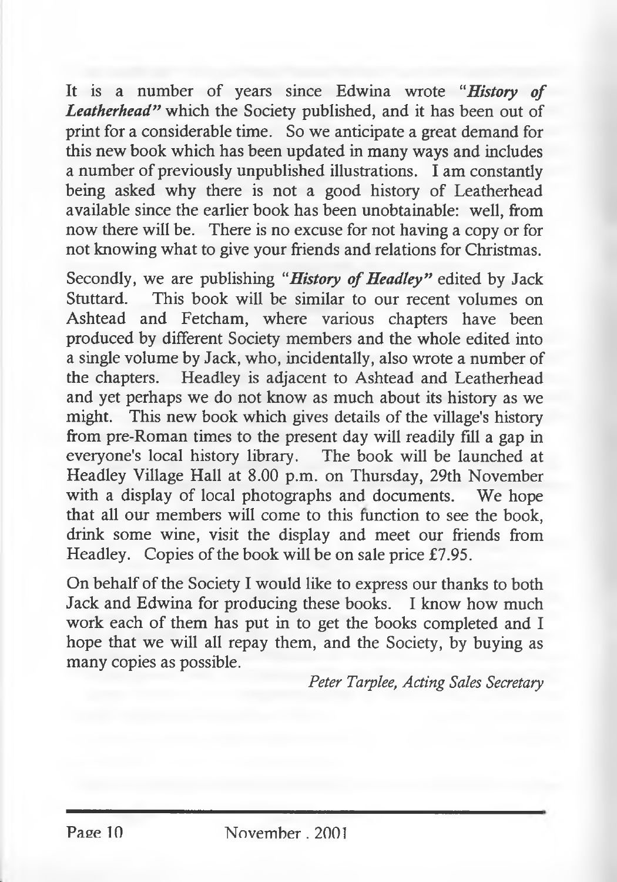It is a number of years since Edwina wrote "***History of Leatherhead***" which the Society published, and it has been out of print for a considerable time. So we anticipate a great demand for this new book which has been updated in many ways and includes a number of previously unpublished illustrations. I am constantly being asked why there is not a good history of Leatherhead available since the earlier book has been unobtainable: well, from now there will be. There is no excuse for not having a copy or for not knowing what to give your friends and relations for Christmas.

Secondly, we are publishing "***History of Headley***" edited by Jack Stuttard. This book will be similar to our recent volumes on Ashtead and Fetcham, where various chapters have been produced by different Society members and the whole edited into a single volume by Jack, who, incidentally, also wrote a number of the chapters. Headley is adjacent to Ashtead and Leatherhead and yet perhaps we do not know as much about its history as we might. This new book which gives details of the village's history from pre-Roman times to the present day will readily fill a gap in everyone's local history library. The book will be launched at Headley Village Hall at 8.00 p.m. on Thursday, 29th November with a display of local photographs and documents. We hope that all our members will come to this function to see the book, drink some wine, visit the display and meet our friends from Headley. Copies of the book will be on sale price £7.95.

On behalf of the Society I would like to express our thanks to both Jack and Edwina for producing these books. I know how much work each of them has put in to get the books completed and I hope that we will all repay them, and the Society, by buying as many copies as possible.

*Peter Tarplee, Acting Sales Secretary*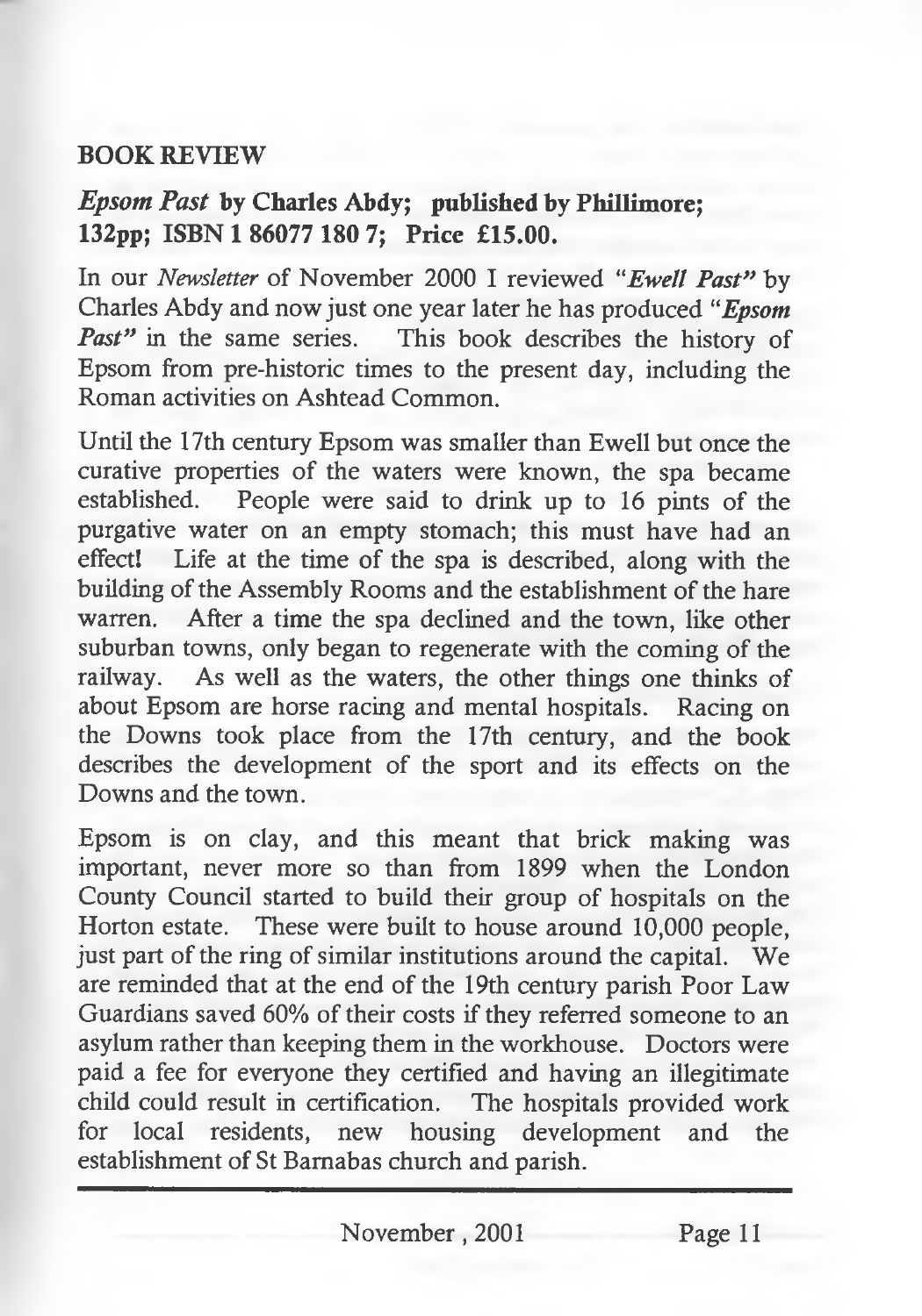## BOOK REVIEW

### *Epsom Past* by Charles Abdy; published by Phillimore; 132pp; ISBN 1 86077 180 7; Price £15.00.

In our *Newsletter* of November 2000 I reviewed "***Ewell Past***" by Charles Abdy and now just one year later he has produced "***Epsom Past***" in the same series. This book describes the history of Epsom from pre-historic times to the present day, including the Roman activities on Ashtead Common.

Until the 17th century Epsom was smaller than Ewell but once the curative properties of the waters were known, the spa became established. People were said to drink up to 16 pints of the purgative water on an empty stomach; this must have had an effect! Life at the time of the spa is described, along with the building of the Assembly Rooms and the establishment of the hare warren. After a time the spa declined and the town, like other suburban towns, only began to regenerate with the coming of the railway. As well as the waters, the other things one thinks of about Epsom are horse racing and mental hospitals. Racing on the Downs took place from the 17th century, and the book describes the development of the sport and its effects on the Downs and the town.

Epsom is on clay, and this meant that brick making was important, never more so than from 1899 when the London County Council started to build their group of hospitals on the Horton estate. These were built to house around 10,000 people, just part of the ring of similar institutions around the capital. We are reminded that at the end of the 19th century parish Poor Law Guardians saved 60% of their costs if they referred someone to an asylum rather than keeping them in the workhouse. Doctors were paid a fee for everyone they certified and having an illegitimate child could result in certification. The hospitals provided work for local residents, new housing development and the establishment of St Barnabas church and parish.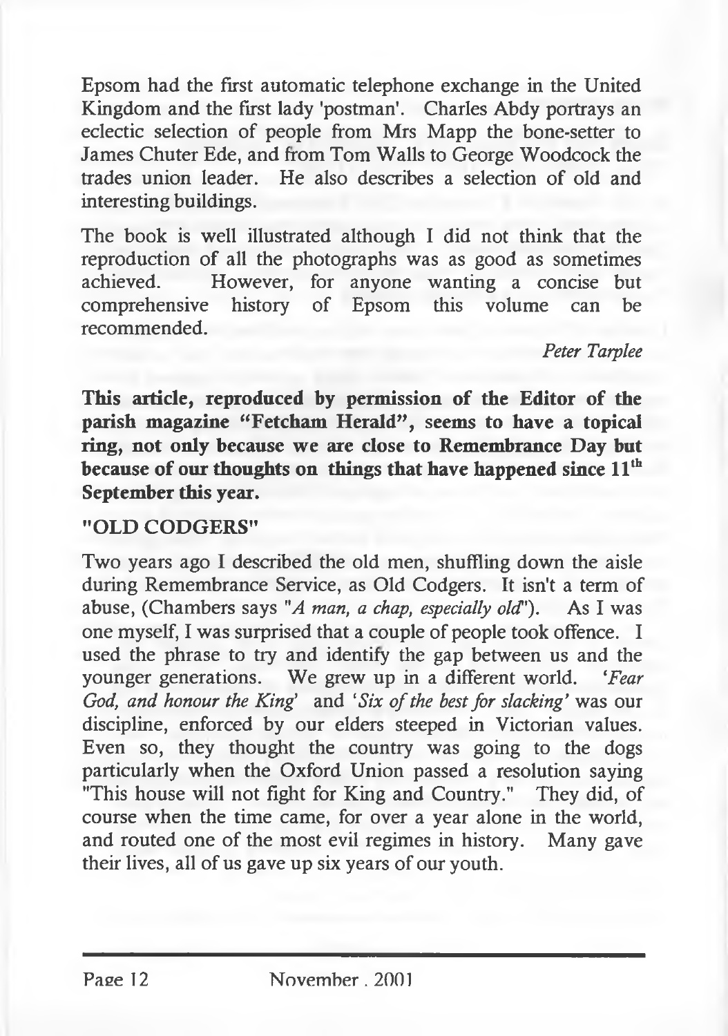Epsom had the first automatic telephone exchange in the United Kingdom and the first lady 'postman'. Charles Abdy portrays an eclectic selection of people from Mrs Mapp the bone-setter to James Chuter Ede, and from Tom Walls to George Woodcock the trades union leader. He also describes a selection of old and interesting buildings.

The book is well illustrated although I did not think that the reproduction of all the photographs was as good as sometimes achieved. However, for anyone wanting a concise but comprehensive history of Epsom this volume can be recommended.

*Peter Tarplee*

**This article, reproduced by permission of the Editor of the parish magazine "Fetcham Herald", seems to have a topical ring, not only because we are close to Remembrance Day but because of our thoughts on things that have happened since 11th September this year.**

## "OLD CODGERS"

Two years ago I described the old men, shuffling down the aisle during Remembrance Service, as Old Codgers. It isn't a term of abuse, (Chambers says "*A man, a chap, especially old*"). As I was one myself, I was surprised that a couple of people took offence. I used the phrase to try and identify the gap between us and the younger generations. We grew up in a different world. '*Fear God, and honour the King*' and '*Six of the best for slacking*' was our discipline, enforced by our elders steeped in Victorian values. Even so, they thought the country was going to the dogs particularly when the Oxford Union passed a resolution saying "This house will not fight for King and Country." They did, of course when the time came, for over a year alone in the world, and routed one of the most evil regimes in history. Many gave their lives, all of us gave up six years of our youth.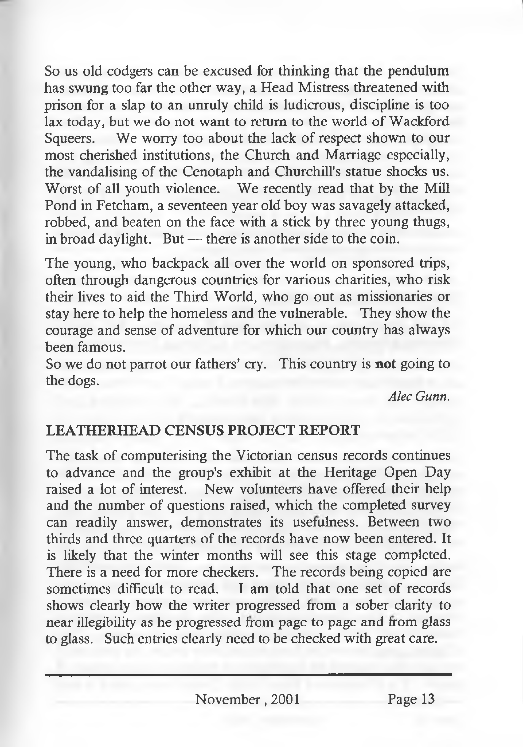So us old codgers can be excused for thinking that the pendulum has swung too far the other way, a Head Mistress threatened with prison for a slap to an unruly child is ludicrous, discipline is too lax today, but we do not want to return to the world of Wackford Squeers. We worry too about the lack of respect shown to our most cherished institutions, the Church and Marriage especially, the vandalising of the Cenotaph and Churchill's statue shocks us. Worst of all youth violence. We recently read that by the Mill Pond in Fetcham, a seventeen year old boy was savagely attacked, robbed, and beaten on the face with a stick by three young thugs, in broad daylight. But — there is another side to the coin.

The young, who backpack all over the world on sponsored trips, often through dangerous countries for various charities, who risk their lives to aid the Third World, who go out as missionaries or stay here to help the homeless and the vulnerable. They show the courage and sense of adventure for which our country has always been famous.

So we do not parrot our fathers' cry. This country is **not** going to the dogs.

*Alec Gunn.*

## LEATHERHEAD CENSUS PROJECT REPORT

The task of computerising the Victorian census records continues to advance and the group's exhibit at the Heritage Open Day raised a lot of interest. New volunteers have offered their help and the number of questions raised, which the completed survey can readily answer, demonstrates its usefulness. Between two thirds and three quarters of the records have now been entered. It is likely that the winter months will see this stage completed. There is a need for more checkers. The records being copied are sometimes difficult to read. I am told that one set of records shows clearly how the writer progressed from a sober clarity to near illegibility as he progressed from page to page and from glass to glass. Such entries clearly need to be checked with great care.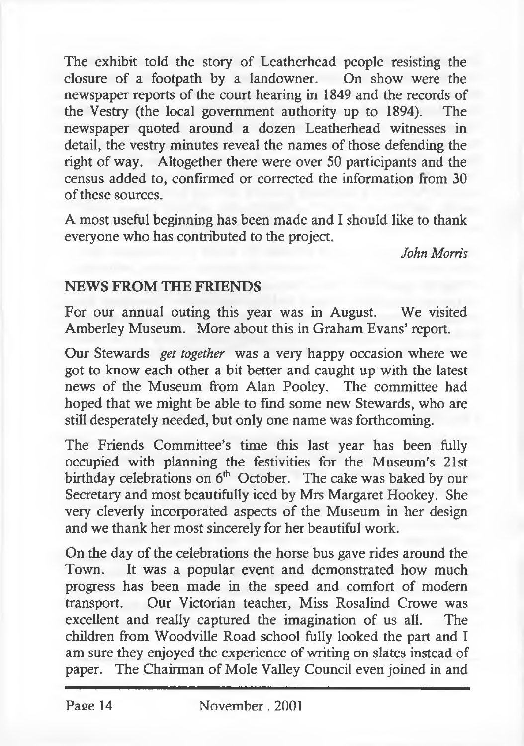The exhibit told the story of Leatherhead people resisting the closure of a footpath by a landowner. On show were the newspaper reports of the court hearing in 1849 and the records of the Vestry (the local government authority up to 1894). The newspaper quoted around a dozen Leatherhead witnesses in detail, the vestry minutes reveal the names of those defending the right of way. Altogether there were over 50 participants and the census added to, confirmed or corrected the information from 30 of these sources.

A most useful beginning has been made and I should like to thank everyone who has contributed to the project.

*John Morris*

## NEWS FROM THE FRIENDS

For our annual outing this year was in August. We visited Amberley Museum. More about this in Graham Evans' report.

Our Stewards *get together* was a very happy occasion where we got to know each other a bit better and caught up with the latest news of the Museum from Alan Pooley. The committee had hoped that we might be able to find some new Stewards, who are still desperately needed, but only one name was forthcoming.

The Friends Committee's time this last year has been fully occupied with planning the festivities for the Museum's 21st birthday celebrations on 6th October. The cake was baked by our Secretary and most beautifully iced by Mrs Margaret Hookey. She very cleverly incorporated aspects of the Museum in her design and we thank her most sincerely for her beautiful work.

On the day of the celebrations the horse bus gave rides around the Town. It was a popular event and demonstrated how much progress has been made in the speed and comfort of modern transport. Our Victorian teacher, Miss Rosalind Crowe was excellent and really captured the imagination of us all. The children from Woodville Road school fully looked the part and I am sure they enjoyed the experience of writing on slates instead of paper. The Chairman of Mole Valley Council even joined in and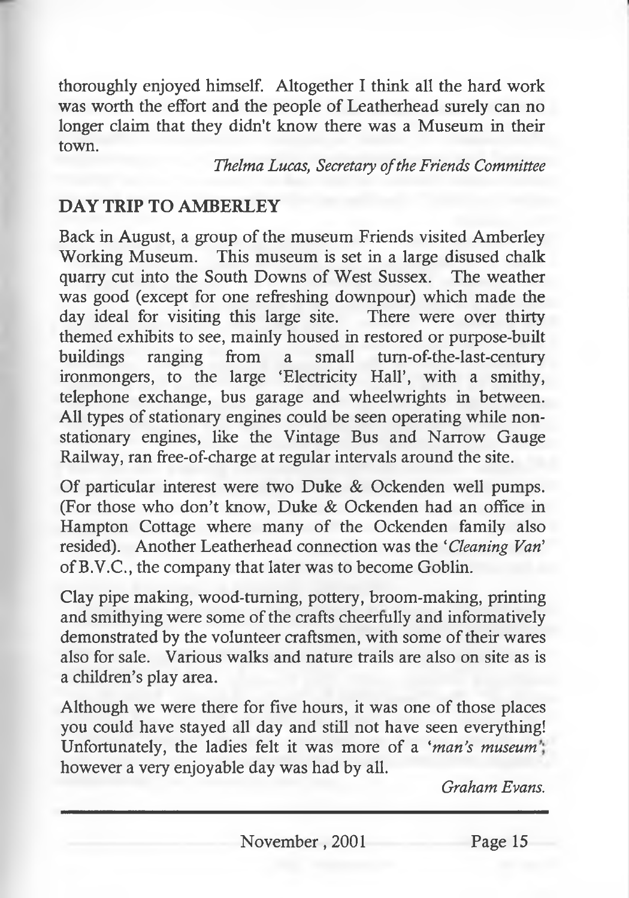thoroughly enjoyed himself. Altogether I think all the hard work was worth the effort and the people of Leatherhead surely can no longer claim that they didn't know there was a Museum in their town.

*Thelma Lucas, Secretary of the Friends Committee*

## DAY TRIP TO AMBERLEY

Back in August, a group of the museum Friends visited Amberley Working Museum. This museum is set in a large disused chalk quarry cut into the South Downs of West Sussex. The weather was good (except for one refreshing downpour) which made the day ideal for visiting this large site. There were over thirty themed exhibits to see, mainly housed in restored or purpose-built buildings ranging from a small turn-of-the-last-century ironmongers, to the large 'Electricity Hall', with a smithy, telephone exchange, bus garage and wheelwrights in between. All types of stationary engines could be seen operating while non-stationary engines, like the Vintage Bus and Narrow Gauge Railway, ran free-of-charge at regular intervals around the site.

Of particular interest were two Duke & Ockenden well pumps. (For those who don't know, Duke & Ockenden had an office in Hampton Cottage where many of the Ockenden family also resided). Another Leatherhead connection was the '*Cleaning Van*' of B.V.C., the company that later was to become Goblin.

Clay pipe making, wood-turning, pottery, broom-making, printing and smithying were some of the crafts cheerfully and informatively demonstrated by the volunteer craftsmen, with some of their wares also for sale. Various walks and nature trails are also on site as is a children's play area.

Although we were there for five hours, it was one of those places you could have stayed all day and still not have seen everything! Unfortunately, the ladies felt it was more of a '*man's museum*'; however a very enjoyable day was had by all.

*Graham Evans.*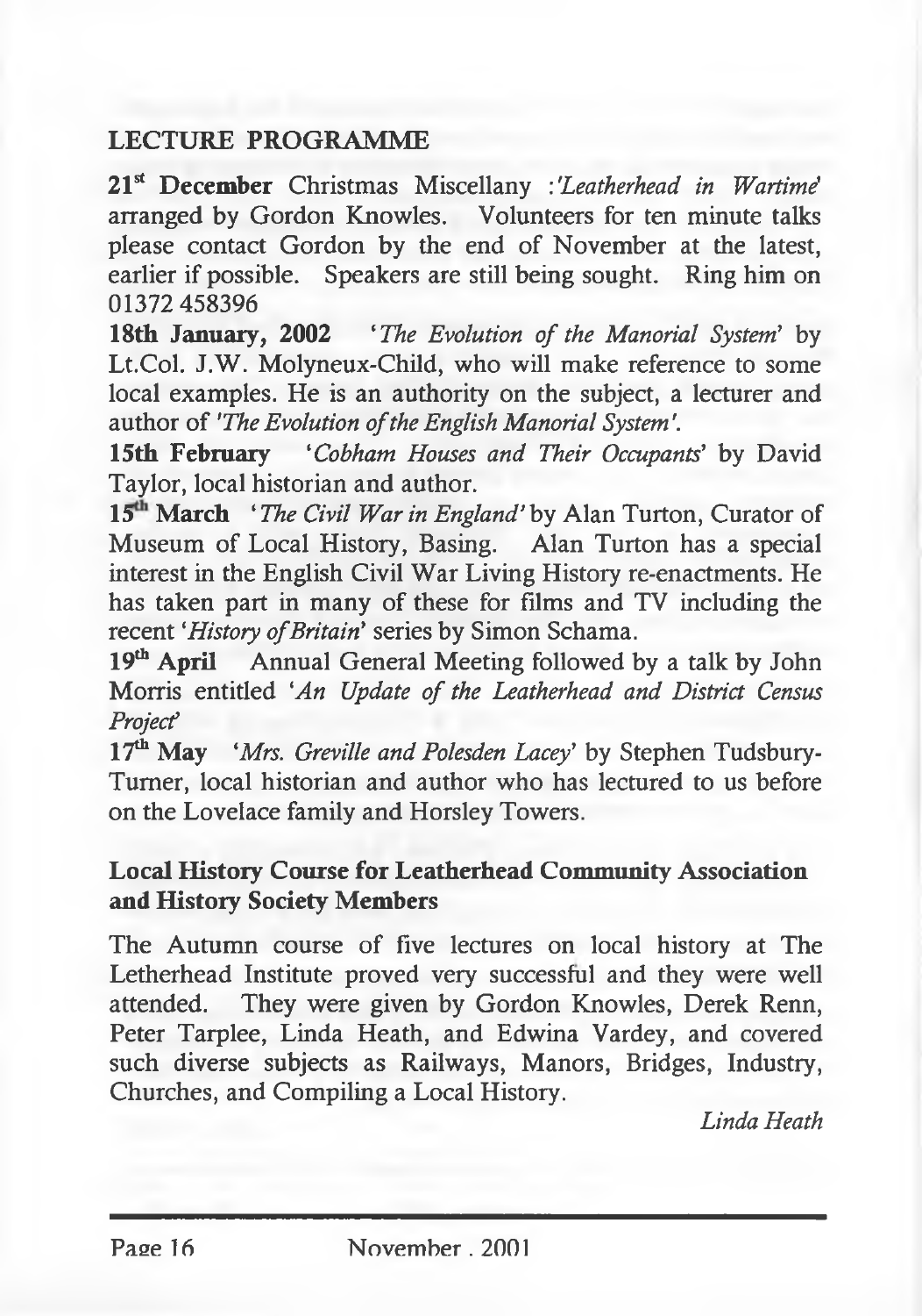## LECTURE PROGRAMME

**21st December** Christmas Miscellany :*'Leatherhead in Wartime'* arranged by Gordon Knowles. Volunteers for ten minute talks please contact Gordon by the end of November at the latest, earlier if possible. Speakers are still being sought. Ring him on 01372 458396

**18th January, 2002** *'The Evolution of the Manorial System'* by Lt.Col. J.W. Molyneux-Child, who will make reference to some local examples. He is an authority on the subject, a lecturer and author of *'The Evolution of the English Manorial System'*.

**15th February** *'Cobham Houses and Their Occupants'* by David Taylor, local historian and author.

**15th March** *'The Civil War in England'* by Alan Turton, Curator of Museum of Local History, Basing. Alan Turton has a special interest in the English Civil War Living History re-enactments. He has taken part in many of these for films and TV including the recent *'History of Britain'* series by Simon Schama.

**19th April** Annual General Meeting followed by a talk by John Morris entitled *'An Update of the Leatherhead and District Census Project'*

**17th May** *'Mrs. Greville and Polesden Lacey'* by Stephen Tudsbury-Turner, local historian and author who has lectured to us before on the Lovelace family and Horsley Towers.

## Local History Course for Leatherhead Community Association and History Society Members

The Autumn course of five lectures on local history at The Letherhead Institute proved very successful and they were well attended. They were given by Gordon Knowles, Derek Renn, Peter Tarplee, Linda Heath, and Edwina Vardey, and covered such diverse subjects as Railways, Manors, Bridges, Industry, Churches, and Compiling a Local History.

*Linda Heath*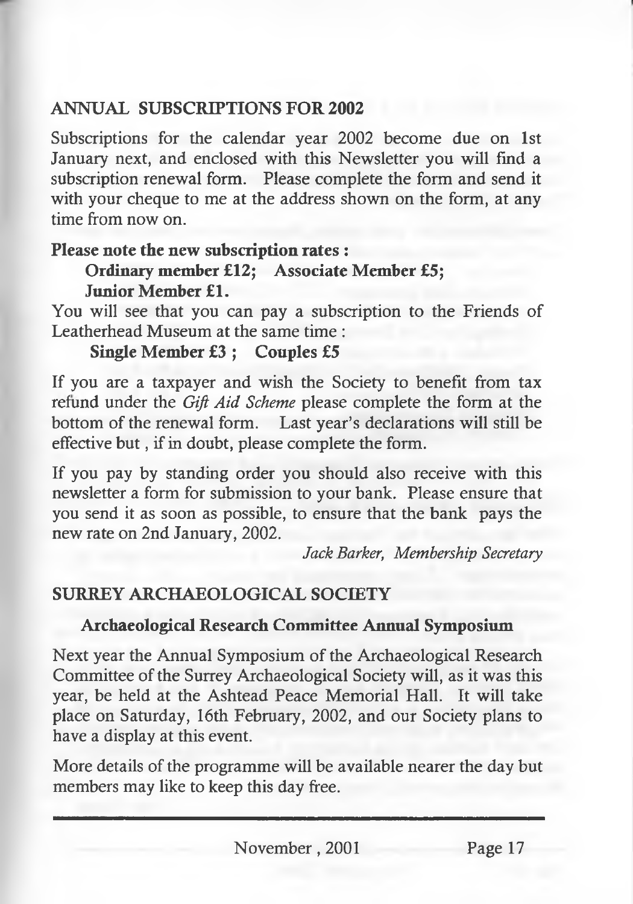## ANNUAL SUBSCRIPTIONS FOR 2002

Subscriptions for the calendar year 2002 become due on 1st January next, and enclosed with this Newsletter you will find a subscription renewal form. Please complete the form and send it with your cheque to me at the address shown on the form, at any time from now on.

**Please note the new subscription rates :**

**Ordinary member £12; Associate Member £5; Junior Member £1.**

You will see that you can pay a subscription to the Friends of Leatherhead Museum at the same time :

**Single Member £3 ; Couples £5**

If you are a taxpayer and wish the Society to benefit from tax refund under the *Gift Aid Scheme* please complete the form at the bottom of the renewal form. Last year's declarations will still be effective but , if in doubt, please complete the form.

If you pay by standing order you should also receive with this newsletter a form for submission to your bank. Please ensure that you send it as soon as possible, to ensure that the bank pays the new rate on 2nd January, 2002.

*Jack Barker, Membership Secretary*

## SURREY ARCHAEOLOGICAL SOCIETY

### Archaeological Research Committee Annual Symposium

Next year the Annual Symposium of the Archaeological Research Committee of the Surrey Archaeological Society will, as it was this year, be held at the Ashtead Peace Memorial Hall. It will take place on Saturday, 16th February, 2002, and our Society plans to have a display at this event.

More details of the programme will be available nearer the day but members may like to keep this day free.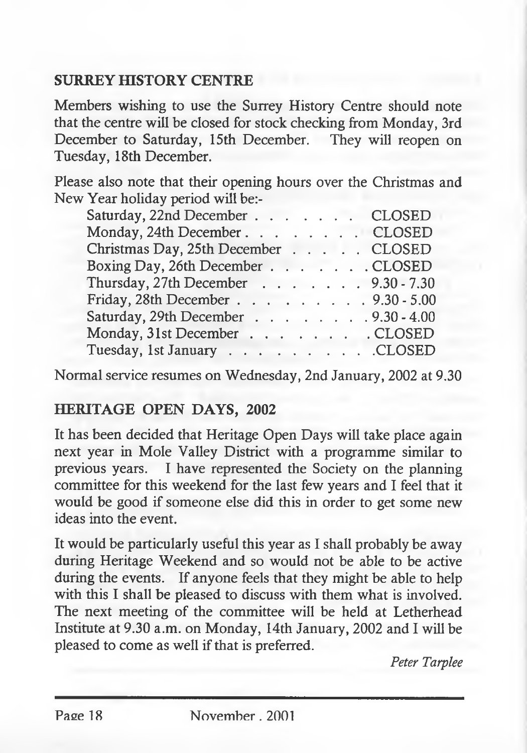## SURREY HISTORY CENTRE

Members wishing to use the Surrey History Centre should note that the centre will be closed for stock checking from Monday, 3rd December to Saturday, 15th December. They will reopen on Tuesday, 18th December.

Please also note that their opening hours over the Christmas and New Year holiday period will be:-

| | |
|---|---|
| Saturday, 22nd December | CLOSED |
| Monday, 24th December | CLOSED |
| Christmas Day, 25th December | CLOSED |
| Boxing Day, 26th December | CLOSED |
| Thursday, 27th December | 9.30 - 7.30 |
| Friday, 28th December | 9.30 - 5.00 |
| Saturday, 29th December | 9.30 - 4.00 |
| Monday, 31st December | CLOSED |
| Tuesday, 1st January | CLOSED |

Normal service resumes on Wednesday, 2nd January, 2002 at 9.30

## HERITAGE OPEN DAYS, 2002

It has been decided that Heritage Open Days will take place again next year in Mole Valley District with a programme similar to previous years. I have represented the Society on the planning committee for this weekend for the last few years and I feel that it would be good if someone else did this in order to get some new ideas into the event.

It would be particularly useful this year as I shall probably be away during Heritage Weekend and so would not be able to be active during the events. If anyone feels that they might be able to help with this I shall be pleased to discuss with them what is involved. The next meeting of the committee will be held at Letherhead Institute at 9.30 a.m. on Monday, 14th January, 2002 and I will be pleased to come as well if that is preferred.

*Peter Tarplee*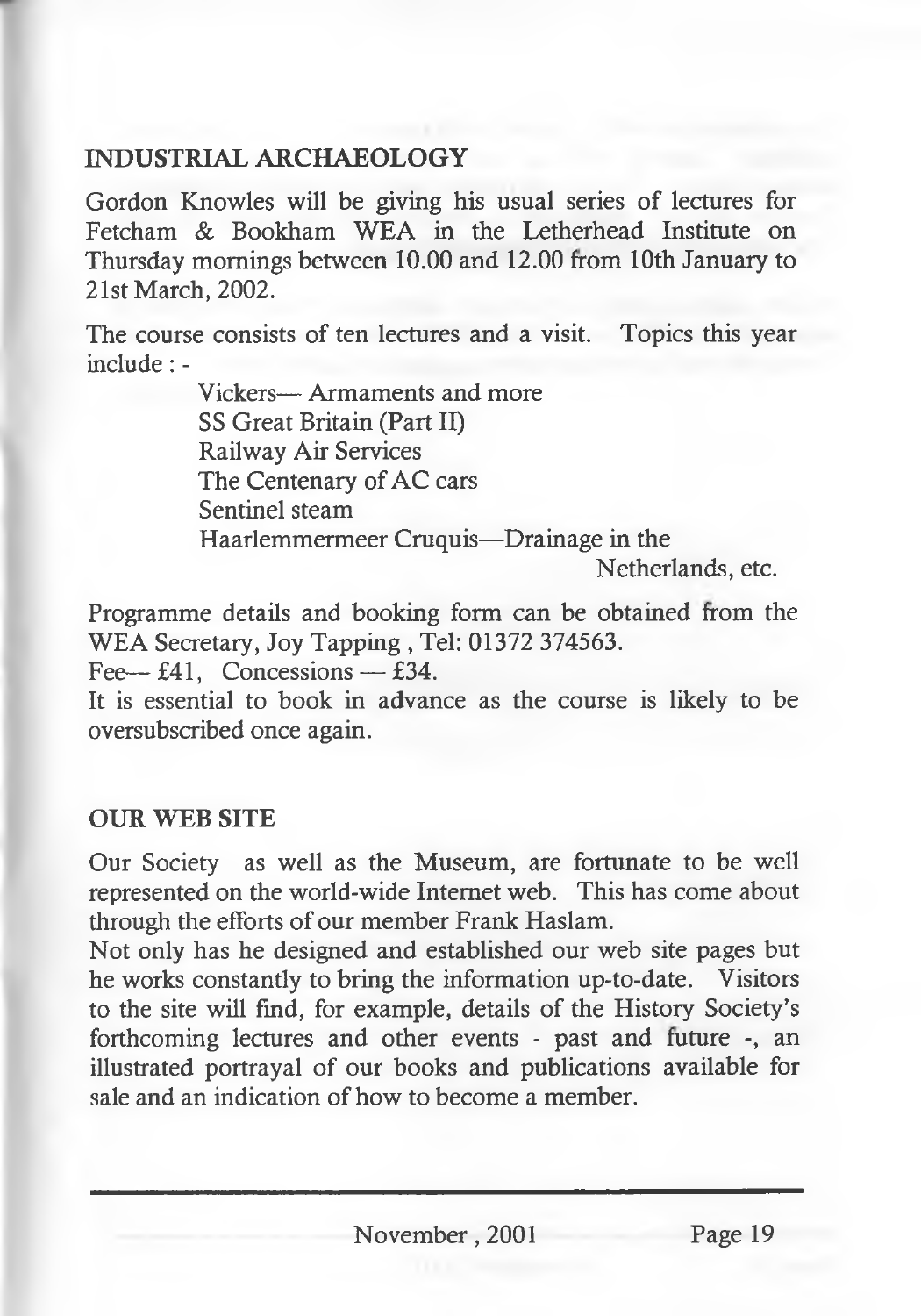## INDUSTRIAL ARCHAEOLOGY

Gordon Knowles will be giving his usual series of lectures for Fetcham & Bookham WEA in the Letherhead Institute on Thursday mornings between 10.00 and 12.00 from 10th January to 21st March, 2002.

The course consists of ten lectures and a visit. Topics this year include : -

- Vickers— Armaments and more
- SS Great Britain (Part II)
- Railway Air Services
- The Centenary of AC cars
- Sentinel steam
- Haarlemmermeer Cruquis—Drainage in the Netherlands, etc.

Programme details and booking form can be obtained from the WEA Secretary, Joy Tapping , Tel: 01372 374563.

Fee— £41, Concessions — £34.

It is essential to book in advance as the course is likely to be oversubscribed once again.

## OUR WEB SITE

Our Society as well as the Museum, are fortunate to be well represented on the world-wide Internet web. This has come about through the efforts of our member Frank Haslam.

Not only has he designed and established our web site pages but he works constantly to bring the information up-to-date. Visitors to the site will find, for example, details of the History Society's forthcoming lectures and other events - past and future -, an illustrated portrayal of our books and publications available for sale and an indication of how to become a member.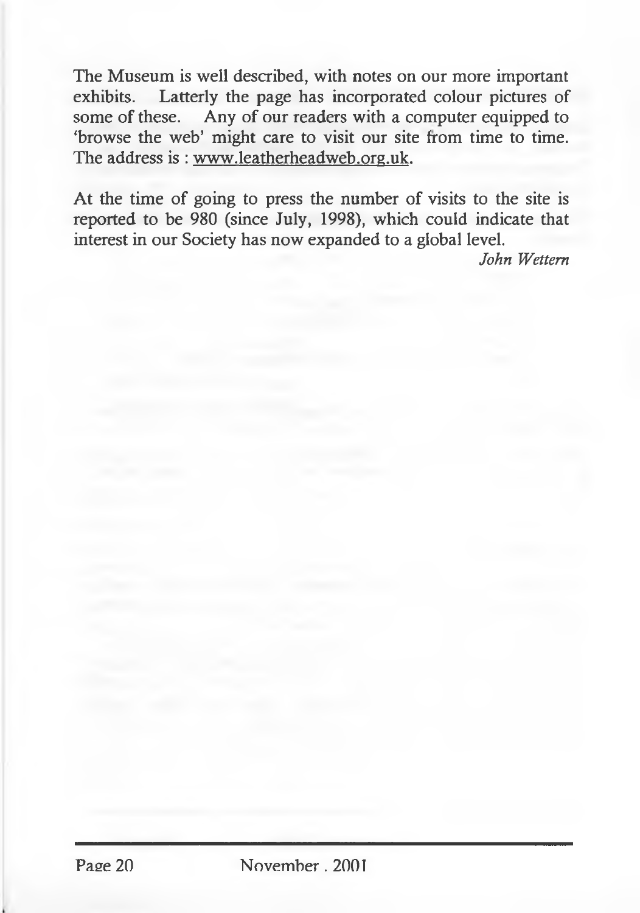The Museum is well described, with notes on our more important exhibits. Latterly the page has incorporated colour pictures of some of these. Any of our readers with a computer equipped to 'browse the web' might care to visit our site from time to time. The address is : www.leatherheadweb.org.uk.

At the time of going to press the number of visits to the site is reported to be 980 (since July, 1998), which could indicate that interest in our Society has now expanded to a global level.

*John Wettern*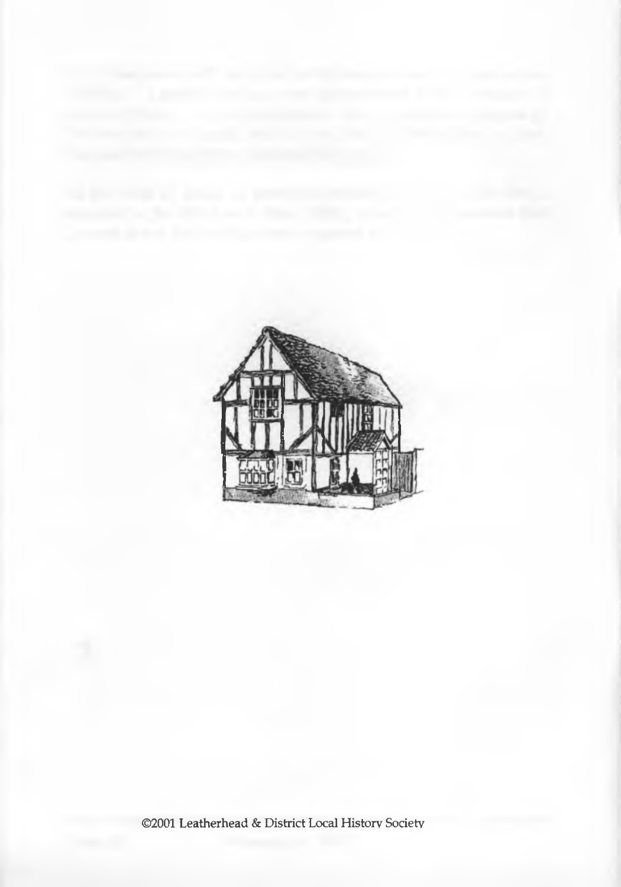©2001 Leatherhead & District Local History Society